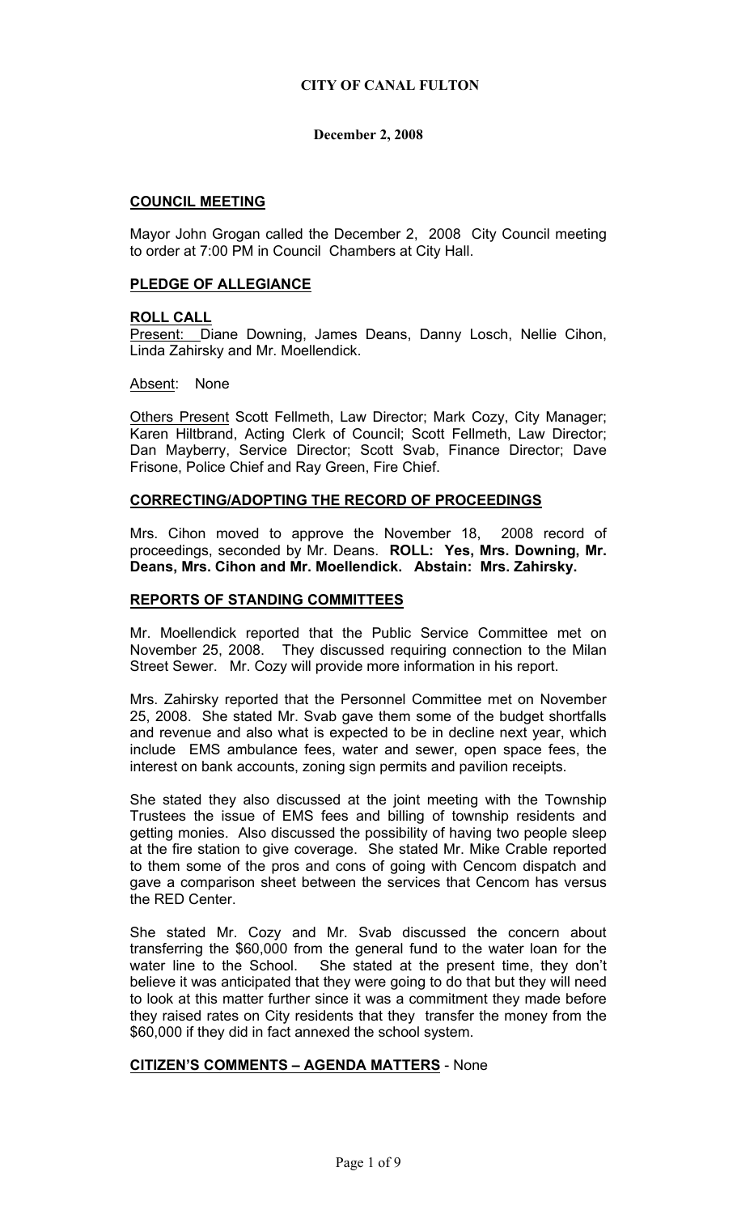**CITY OF CANAL FULTON**

**December 2, 2008**

## COUNCIL MEETING

Mayor John Grogan called the December 2, 2008 City Council meeting to order at 7:00 PM in Council Chambers at City Hall.

## PLEDGE OF ALLEGIANCE

## ROLL CALL

Present: Diane Downing, James Deans, Danny Losch, Nellie Cihon, Linda Zahirsky and Mr. Moellendick.

Absent: None

Others Present Scott Fellmeth, Law Director; Mark Cozy, City Manager; Karen Hiltbrand, Acting Clerk of Council; Scott Fellmeth, Law Director; Dan Mayberry, Service Director; Scott Svab, Finance Director; Dave Frisone, Police Chief and Ray Green, Fire Chief.

## CORRECTING/ADOPTING THE RECORD OF PROCEEDINGS

Mrs. Cihon moved to approve the November 18, 2008 record of proceedings, seconded by Mr. Deans. **ROLL: Yes, Mrs. Downing, Mr. Deans, Mrs. Cihon and Mr. Moellendick. Abstain: Mrs. Zahirsky.**

## REPORTS OF STANDING COMMITTEES

Mr. Moellendick reported that the Public Service Committee met on November 25, 2008. They discussed requiring connection to the Milan Street Sewer. Mr. Cozy will provide more information in his report.

Mrs. Zahirsky reported that the Personnel Committee met on November 25, 2008. She stated Mr. Svab gave them some of the budget shortfalls and revenue and also what is expected to be in decline next year, which include EMS ambulance fees, water and sewer, open space fees, the interest on bank accounts, zoning sign permits and pavilion receipts.

She stated they also discussed at the joint meeting with the Township Trustees the issue of EMS fees and billing of township residents and getting monies. Also discussed the possibility of having two people sleep at the fire station to give coverage. She stated Mr. Mike Crable reported to them some of the pros and cons of going with Cencom dispatch and gave a comparison sheet between the services that Cencom has versus the RED Center.

She stated Mr. Cozy and Mr. Svab discussed the concern about transferring the $60,000 from the general fund to the water loan for the water line to the School. She stated at the present time, they don't believe it was anticipated that they were going to do that but they will need to look at this matter further since it was a commitment they made before they raised rates on City residents that they transfer the money from the $60,000 if they did in fact annexed the school system.

## CITIZEN'S COMMENTS – AGENDA MATTERS - None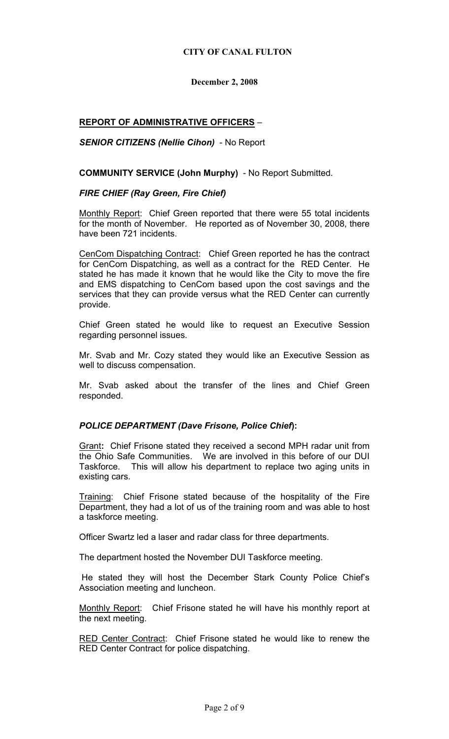**CITY OF CANAL FULTON**

**December 2, 2008**

## **REPORT OF ADMINISTRATIVE OFFICERS** –

***SENIOR CITIZENS (Nellie Cihon)*** - No Report

**COMMUNITY SERVICE (John Murphy)** - No Report Submitted.

### ***FIRE CHIEF (Ray Green, Fire Chief)***

Monthly Report: Chief Green reported that there were 55 total incidents for the month of November. He reported as of November 30, 2008, there have been 721 incidents.

CenCom Dispatching Contract: Chief Green reported he has the contract for CenCom Dispatching, as well as a contract for the RED Center. He stated he has made it known that he would like the City to move the fire and EMS dispatching to CenCom based upon the cost savings and the services that they can provide versus what the RED Center can currently provide.

Chief Green stated he would like to request an Executive Session regarding personnel issues.

Mr. Svab and Mr. Cozy stated they would like an Executive Session as well to discuss compensation.

Mr. Svab asked about the transfer of the lines and Chief Green responded.

### ***POLICE DEPARTMENT (Dave Frisone, Police Chief*)**:**

Grant**:** Chief Frisone stated they received a second MPH radar unit from the Ohio Safe Communities. We are involved in this before of our DUI Taskforce. This will allow his department to replace two aging units in existing cars.

Training: Chief Frisone stated because of the hospitality of the Fire Department, they had a lot of us of the training room and was able to host a taskforce meeting.

Officer Swartz led a laser and radar class for three departments.

The department hosted the November DUI Taskforce meeting.

He stated they will host the December Stark County Police Chief's Association meeting and luncheon.

Monthly Report: Chief Frisone stated he will have his monthly report at the next meeting.

RED Center Contract: Chief Frisone stated he would like to renew the RED Center Contract for police dispatching.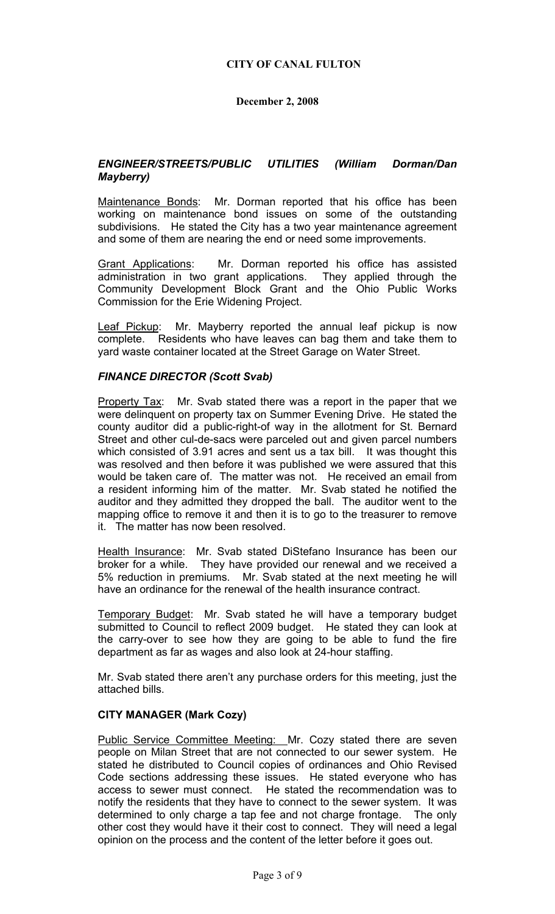**CITY OF CANAL FULTON**

**December 2, 2008**

### *ENGINEER/STREETS/PUBLIC UTILITIES (William Dorman/Dan Mayberry)*

Maintenance Bonds: Mr. Dorman reported that his office has been working on maintenance bond issues on some of the outstanding subdivisions. He stated the City has a two year maintenance agreement and some of them are nearing the end or need some improvements.

Grant Applications: Mr. Dorman reported his office has assisted administration in two grant applications. They applied through the Community Development Block Grant and the Ohio Public Works Commission for the Erie Widening Project.

Leaf Pickup: Mr. Mayberry reported the annual leaf pickup is now complete. Residents who have leaves can bag them and take them to yard waste container located at the Street Garage on Water Street.

### *FINANCE DIRECTOR (Scott Svab)*

Property Tax: Mr. Svab stated there was a report in the paper that we were delinquent on property tax on Summer Evening Drive. He stated the county auditor did a public-right-of way in the allotment for St. Bernard Street and other cul-de-sacs were parceled out and given parcel numbers which consisted of 3.91 acres and sent us a tax bill. It was thought this was resolved and then before it was published we were assured that this would be taken care of. The matter was not. He received an email from a resident informing him of the matter. Mr. Svab stated he notified the auditor and they admitted they dropped the ball. The auditor went to the mapping office to remove it and then it is to go to the treasurer to remove it. The matter has now been resolved.

Health Insurance: Mr. Svab stated DiStefano Insurance has been our broker for a while. They have provided our renewal and we received a 5% reduction in premiums. Mr. Svab stated at the next meeting he will have an ordinance for the renewal of the health insurance contract.

Temporary Budget: Mr. Svab stated he will have a temporary budget submitted to Council to reflect 2009 budget. He stated they can look at the carry-over to see how they are going to be able to fund the fire department as far as wages and also look at 24-hour staffing.

Mr. Svab stated there aren't any purchase orders for this meeting, just the attached bills.

### **CITY MANAGER (Mark Cozy)**

Public Service Committee Meeting: Mr. Cozy stated there are seven people on Milan Street that are not connected to our sewer system. He stated he distributed to Council copies of ordinances and Ohio Revised Code sections addressing these issues. He stated everyone who has access to sewer must connect. He stated the recommendation was to notify the residents that they have to connect to the sewer system. It was determined to only charge a tap fee and not charge frontage. The only other cost they would have it their cost to connect. They will need a legal opinion on the process and the content of the letter before it goes out.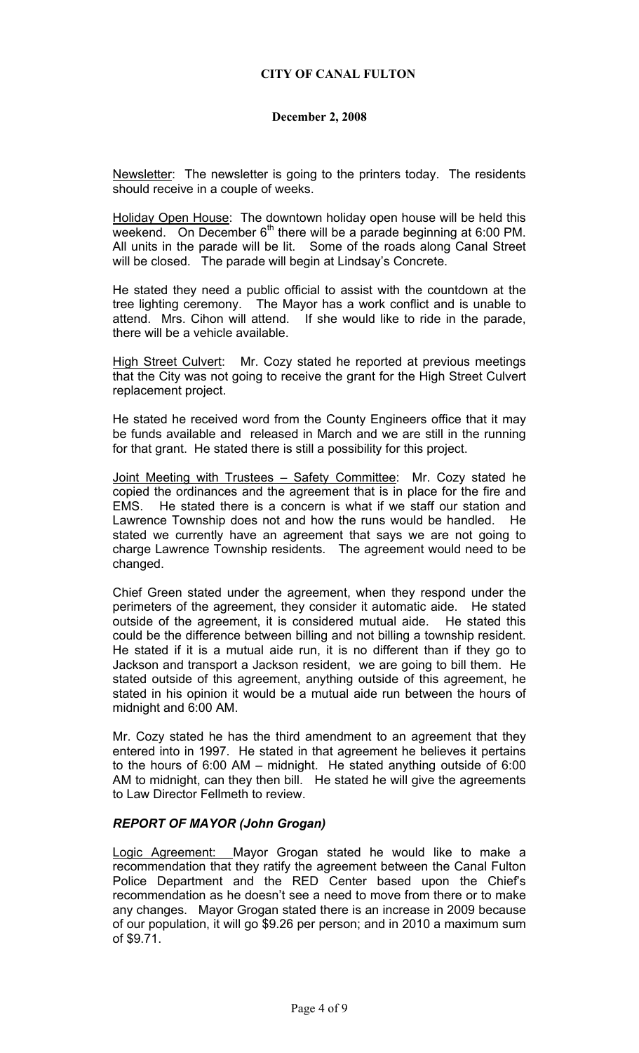**CITY OF CANAL FULTON**

**December 2, 2008**

Newsletter: The newsletter is going to the printers today. The residents should receive in a couple of weeks.

Holiday Open House: The downtown holiday open house will be held this weekend. On December 6th there will be a parade beginning at 6:00 PM. All units in the parade will be lit. Some of the roads along Canal Street will be closed. The parade will begin at Lindsay's Concrete.

He stated they need a public official to assist with the countdown at the tree lighting ceremony. The Mayor has a work conflict and is unable to attend. Mrs. Cihon will attend. If she would like to ride in the parade, there will be a vehicle available.

High Street Culvert: Mr. Cozy stated he reported at previous meetings that the City was not going to receive the grant for the High Street Culvert replacement project.

He stated he received word from the County Engineers office that it may be funds available and released in March and we are still in the running for that grant. He stated there is still a possibility for this project.

Joint Meeting with Trustees – Safety Committee: Mr. Cozy stated he copied the ordinances and the agreement that is in place for the fire and EMS. He stated there is a concern is what if we staff our station and Lawrence Township does not and how the runs would be handled. He stated we currently have an agreement that says we are not going to charge Lawrence Township residents. The agreement would need to be changed.

Chief Green stated under the agreement, when they respond under the perimeters of the agreement, they consider it automatic aide. He stated outside of the agreement, it is considered mutual aide. He stated this could be the difference between billing and not billing a township resident. He stated if it is a mutual aide run, it is no different than if they go to Jackson and transport a Jackson resident, we are going to bill them. He stated outside of this agreement, anything outside of this agreement, he stated in his opinion it would be a mutual aide run between the hours of midnight and 6:00 AM.

Mr. Cozy stated he has the third amendment to an agreement that they entered into in 1997. He stated in that agreement he believes it pertains to the hours of 6:00 AM – midnight. He stated anything outside of 6:00 AM to midnight, can they then bill. He stated he will give the agreements to Law Director Fellmeth to review.

### ***REPORT OF MAYOR (John Grogan)***

Logic Agreement: Mayor Grogan stated he would like to make a recommendation that they ratify the agreement between the Canal Fulton Police Department and the RED Center based upon the Chief's recommendation as he doesn't see a need to move from there or to make any changes. Mayor Grogan stated there is an increase in 2009 because of our population, it will go $9.26 per person; and in 2010 a maximum sum of $9.71.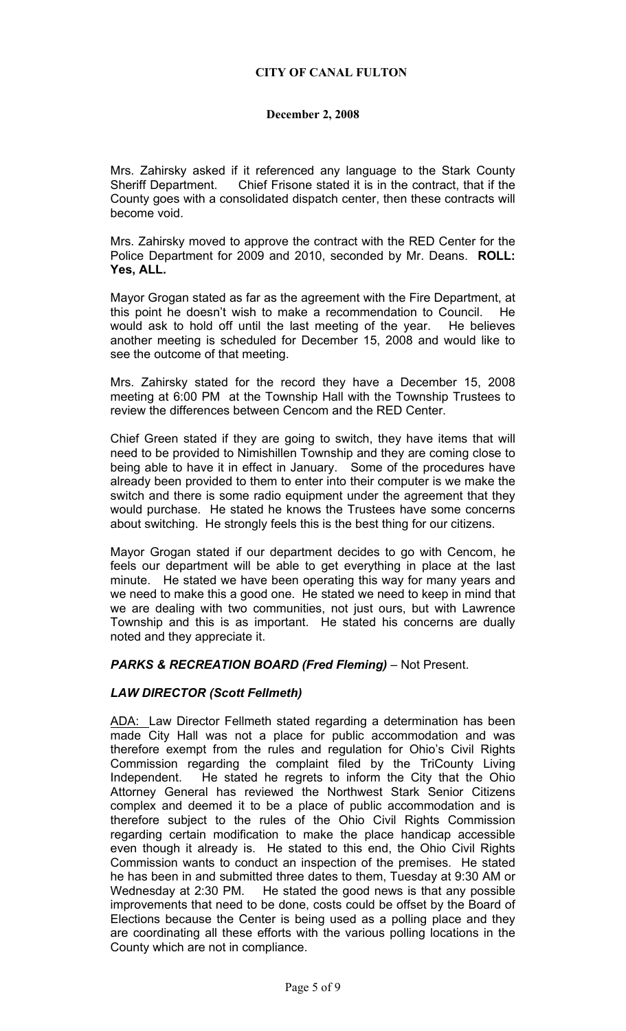Mrs. Zahirsky asked if it referenced any language to the Stark County Sheriff Department. Chief Frisone stated it is in the contract, that if the County goes with a consolidated dispatch center, then these contracts will become void.

Mrs. Zahirsky moved to approve the contract with the RED Center for the Police Department for 2009 and 2010, seconded by Mr. Deans. **ROLL: Yes, ALL.**

Mayor Grogan stated as far as the agreement with the Fire Department, at this point he doesn't wish to make a recommendation to Council. He would ask to hold off until the last meeting of the year. He believes another meeting is scheduled for December 15, 2008 and would like to see the outcome of that meeting.

Mrs. Zahirsky stated for the record they have a December 15, 2008 meeting at 6:00 PM at the Township Hall with the Township Trustees to review the differences between Cencom and the RED Center.

Chief Green stated if they are going to switch, they have items that will need to be provided to Nimishillen Township and they are coming close to being able to have it in effect in January. Some of the procedures have already been provided to them to enter into their computer is we make the switch and there is some radio equipment under the agreement that they would purchase. He stated he knows the Trustees have some concerns about switching. He strongly feels this is the best thing for our citizens.

Mayor Grogan stated if our department decides to go with Cencom, he feels our department will be able to get everything in place at the last minute. He stated we have been operating this way for many years and we need to make this a good one. He stated we need to keep in mind that we are dealing with two communities, not just ours, but with Lawrence Township and this is as important. He stated his concerns are dually noted and they appreciate it.

***PARKS & RECREATION BOARD (Fred Fleming)*** – Not Present.

***LAW DIRECTOR (Scott Fellmeth)***

ADA: Law Director Fellmeth stated regarding a determination has been made City Hall was not a place for public accommodation and was therefore exempt from the rules and regulation for Ohio's Civil Rights Commission regarding the complaint filed by the TriCounty Living Independent. He stated he regrets to inform the City that the Ohio Attorney General has reviewed the Northwest Stark Senior Citizens complex and deemed it to be a place of public accommodation and is therefore subject to the rules of the Ohio Civil Rights Commission regarding certain modification to make the place handicap accessible even though it already is. He stated to this end, the Ohio Civil Rights Commission wants to conduct an inspection of the premises. He stated he has been in and submitted three dates to them, Tuesday at 9:30 AM or Wednesday at 2:30 PM. He stated the good news is that any possible improvements that need to be done, costs could be offset by the Board of Elections because the Center is being used as a polling place and they are coordinating all these efforts with the various polling locations in the County which are not in compliance.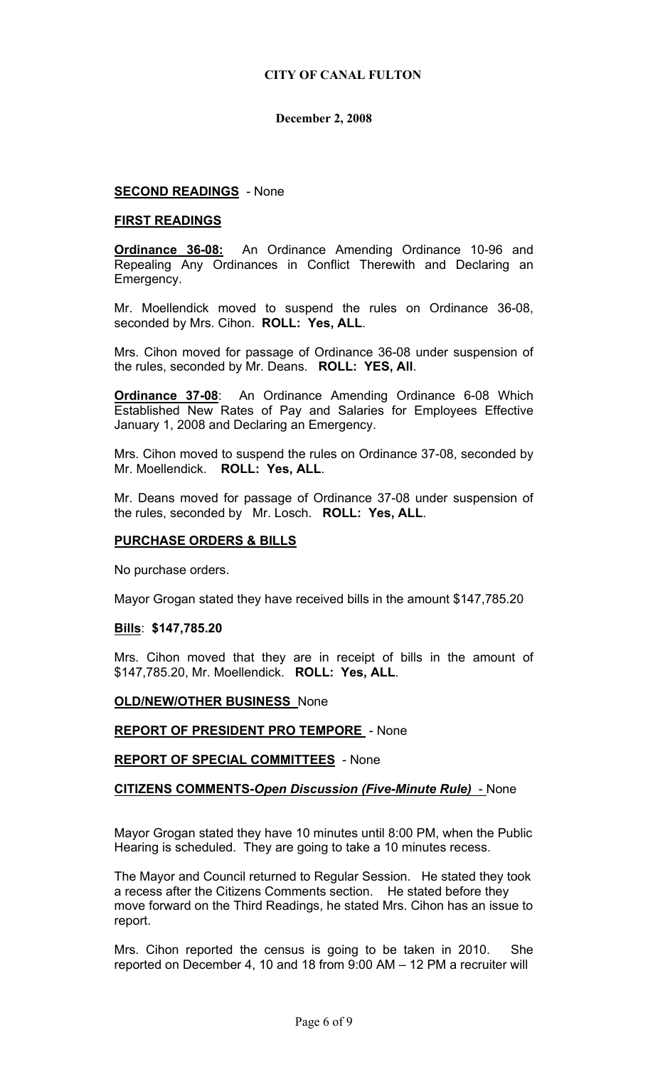**CITY OF CANAL FULTON**

**December 2, 2008**

**SECOND READINGS** - None

**FIRST READINGS**

**Ordinance 36-08:** An Ordinance Amending Ordinance 10-96 and Repealing Any Ordinances in Conflict Therewith and Declaring an Emergency.

Mr. Moellendick moved to suspend the rules on Ordinance 36-08, seconded by Mrs. Cihon. **ROLL: Yes, ALL**.

Mrs. Cihon moved for passage of Ordinance 36-08 under suspension of the rules, seconded by Mr. Deans. **ROLL: YES, All**.

**Ordinance 37-08**: An Ordinance Amending Ordinance 6-08 Which Established New Rates of Pay and Salaries for Employees Effective January 1, 2008 and Declaring an Emergency.

Mrs. Cihon moved to suspend the rules on Ordinance 37-08, seconded by Mr. Moellendick. **ROLL: Yes, ALL**.

Mr. Deans moved for passage of Ordinance 37-08 under suspension of the rules, seconded by Mr. Losch. **ROLL: Yes, ALL**.

**PURCHASE ORDERS & BILLS**

No purchase orders.

Mayor Grogan stated they have received bills in the amount $147,785.20

**Bills**: **$147,785.20**

Mrs. Cihon moved that they are in receipt of bills in the amount of $147,785.20, Mr. Moellendick. **ROLL: Yes, ALL**.

**OLD/NEW/OTHER BUSINESS** None

**REPORT OF PRESIDENT PRO TEMPORE** - None

**REPORT OF SPECIAL COMMITTEES** - None

**CITIZENS COMMENTS-*Open Discussion (Five-Minute Rule)*** - None

Mayor Grogan stated they have 10 minutes until 8:00 PM, when the Public Hearing is scheduled. They are going to take a 10 minutes recess.

The Mayor and Council returned to Regular Session. He stated they took a recess after the Citizens Comments section. He stated before they move forward on the Third Readings, he stated Mrs. Cihon has an issue to report.

Mrs. Cihon reported the census is going to be taken in 2010. She reported on December 4, 10 and 18 from 9:00 AM – 12 PM a recruiter will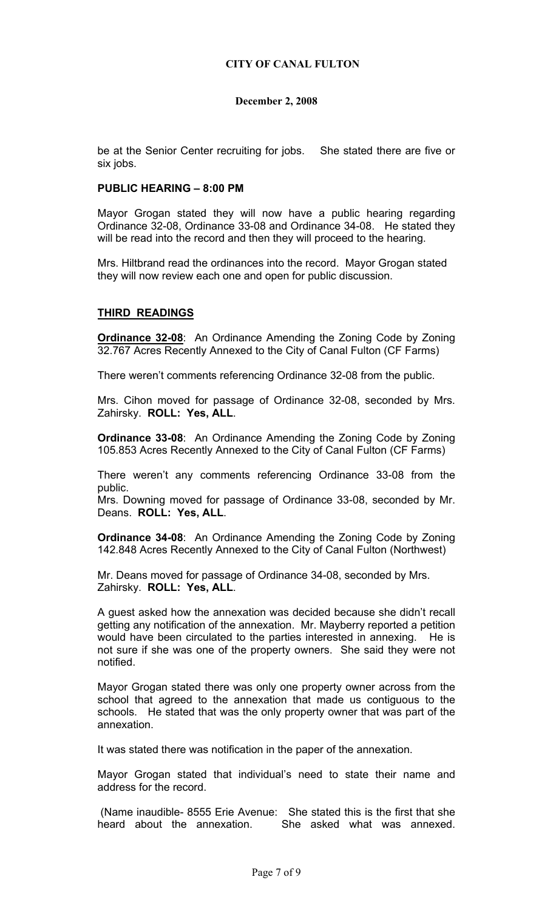be at the Senior Center recruiting for jobs. She stated there are five or six jobs.

**PUBLIC HEARING – 8:00 PM**

Mayor Grogan stated they will now have a public hearing regarding Ordinance 32-08, Ordinance 33-08 and Ordinance 34-08. He stated they will be read into the record and then they will proceed to the hearing.

Mrs. Hiltbrand read the ordinances into the record. Mayor Grogan stated they will now review each one and open for public discussion.

**THIRD READINGS**

**Ordinance 32-08**: An Ordinance Amending the Zoning Code by Zoning 32.767 Acres Recently Annexed to the City of Canal Fulton (CF Farms)

There weren't comments referencing Ordinance 32-08 from the public.

Mrs. Cihon moved for passage of Ordinance 32-08, seconded by Mrs. Zahirsky. **ROLL: Yes, ALL**.

**Ordinance 33-08**: An Ordinance Amending the Zoning Code by Zoning 105.853 Acres Recently Annexed to the City of Canal Fulton (CF Farms)

There weren't any comments referencing Ordinance 33-08 from the public.
Mrs. Downing moved for passage of Ordinance 33-08, seconded by Mr. Deans. **ROLL: Yes, ALL**.

**Ordinance 34-08**: An Ordinance Amending the Zoning Code by Zoning 142.848 Acres Recently Annexed to the City of Canal Fulton (Northwest)

Mr. Deans moved for passage of Ordinance 34-08, seconded by Mrs. Zahirsky. **ROLL: Yes, ALL**.

A guest asked how the annexation was decided because she didn't recall getting any notification of the annexation. Mr. Mayberry reported a petition would have been circulated to the parties interested in annexing. He is not sure if she was one of the property owners. She said they were not notified.

Mayor Grogan stated there was only one property owner across from the school that agreed to the annexation that made us contiguous to the schools. He stated that was the only property owner that was part of the annexation.

It was stated there was notification in the paper of the annexation.

Mayor Grogan stated that individual's need to state their name and address for the record.

(Name inaudible- 8555 Erie Avenue: She stated this is the first that she heard about the annexation. She asked what was annexed.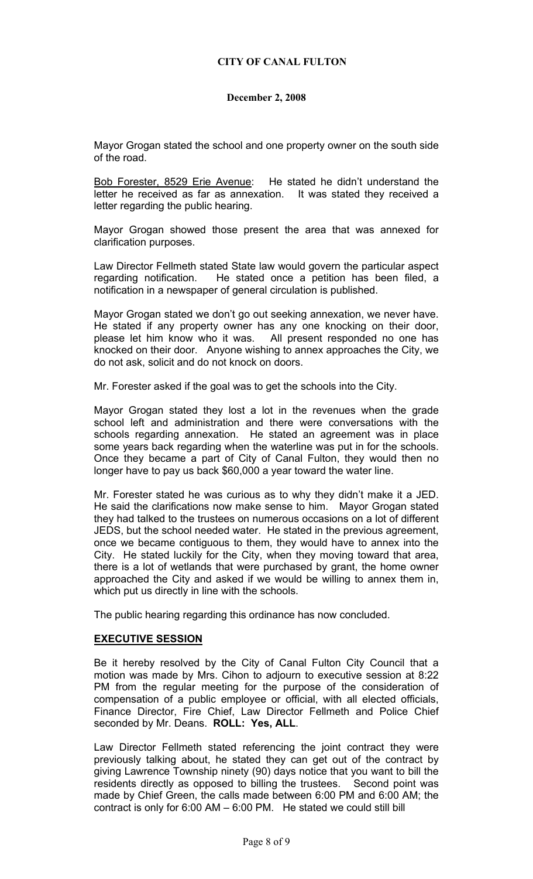Mayor Grogan stated the school and one property owner on the south side of the road.

Bob Forester, 8529 Erie Avenue: He stated he didn't understand the letter he received as far as annexation. It was stated they received a letter regarding the public hearing.

Mayor Grogan showed those present the area that was annexed for clarification purposes.

Law Director Fellmeth stated State law would govern the particular aspect regarding notification. He stated once a petition has been filed, a notification in a newspaper of general circulation is published.

Mayor Grogan stated we don't go out seeking annexation, we never have. He stated if any property owner has any one knocking on their door, please let him know who it was. All present responded no one has knocked on their door. Anyone wishing to annex approaches the City, we do not ask, solicit and do not knock on doors.

Mr. Forester asked if the goal was to get the schools into the City.

Mayor Grogan stated they lost a lot in the revenues when the grade school left and administration and there were conversations with the schools regarding annexation. He stated an agreement was in place some years back regarding when the waterline was put in for the schools. Once they became a part of City of Canal Fulton, they would then no longer have to pay us back $60,000 a year toward the water line.

Mr. Forester stated he was curious as to why they didn't make it a JED. He said the clarifications now make sense to him. Mayor Grogan stated they had talked to the trustees on numerous occasions on a lot of different JEDS, but the school needed water. He stated in the previous agreement, once we became contiguous to them, they would have to annex into the City. He stated luckily for the City, when they moving toward that area, there is a lot of wetlands that were purchased by grant, the home owner approached the City and asked if we would be willing to annex them in, which put us directly in line with the schools.

The public hearing regarding this ordinance has now concluded.

## EXECUTIVE SESSION

Be it hereby resolved by the City of Canal Fulton City Council that a motion was made by Mrs. Cihon to adjourn to executive session at 8:22 PM from the regular meeting for the purpose of the consideration of compensation of a public employee or official, with all elected officials, Finance Director, Fire Chief, Law Director Fellmeth and Police Chief seconded by Mr. Deans. **ROLL: Yes, ALL**.

Law Director Fellmeth stated referencing the joint contract they were previously talking about, he stated they can get out of the contract by giving Lawrence Township ninety (90) days notice that you want to bill the residents directly as opposed to billing the trustees. Second point was made by Chief Green, the calls made between 6:00 PM and 6:00 AM; the contract is only for 6:00 AM – 6:00 PM. He stated we could still bill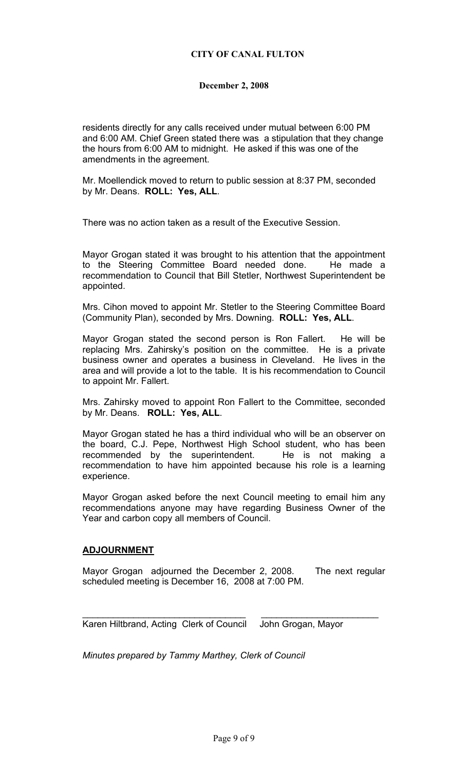residents directly for any calls received under mutual between 6:00 PM and 6:00 AM. Chief Green stated there was a stipulation that they change the hours from 6:00 AM to midnight. He asked if this was one of the amendments in the agreement.

Mr. Moellendick moved to return to public session at 8:37 PM, seconded by Mr. Deans. **ROLL: Yes, ALL**.

There was no action taken as a result of the Executive Session.

Mayor Grogan stated it was brought to his attention that the appointment to the Steering Committee Board needed done. He made a recommendation to Council that Bill Stetler, Northwest Superintendent be appointed.

Mrs. Cihon moved to appoint Mr. Stetler to the Steering Committee Board (Community Plan), seconded by Mrs. Downing. **ROLL: Yes, ALL**.

Mayor Grogan stated the second person is Ron Fallert. He will be replacing Mrs. Zahirsky's position on the committee. He is a private business owner and operates a business in Cleveland. He lives in the area and will provide a lot to the table. It is his recommendation to Council to appoint Mr. Fallert.

Mrs. Zahirsky moved to appoint Ron Fallert to the Committee, seconded by Mr. Deans. **ROLL: Yes, ALL**.

Mayor Grogan stated he has a third individual who will be an observer on the board, C.J. Pepe, Northwest High School student, who has been recommended by the superintendent. He is not making a recommendation to have him appointed because his role is a learning experience.

Mayor Grogan asked before the next Council meeting to email him any recommendations anyone may have regarding Business Owner of the Year and carbon copy all members of Council.

## ADJOURNMENT

Mayor Grogan adjourned the December 2, 2008. The next regular scheduled meeting is December 16, 2008 at 7:00 PM.

_______________________________ _______________________

Karen Hiltbrand, Acting Clerk of Council John Grogan, Mayor

*Minutes prepared by Tammy Marthey, Clerk of Council*